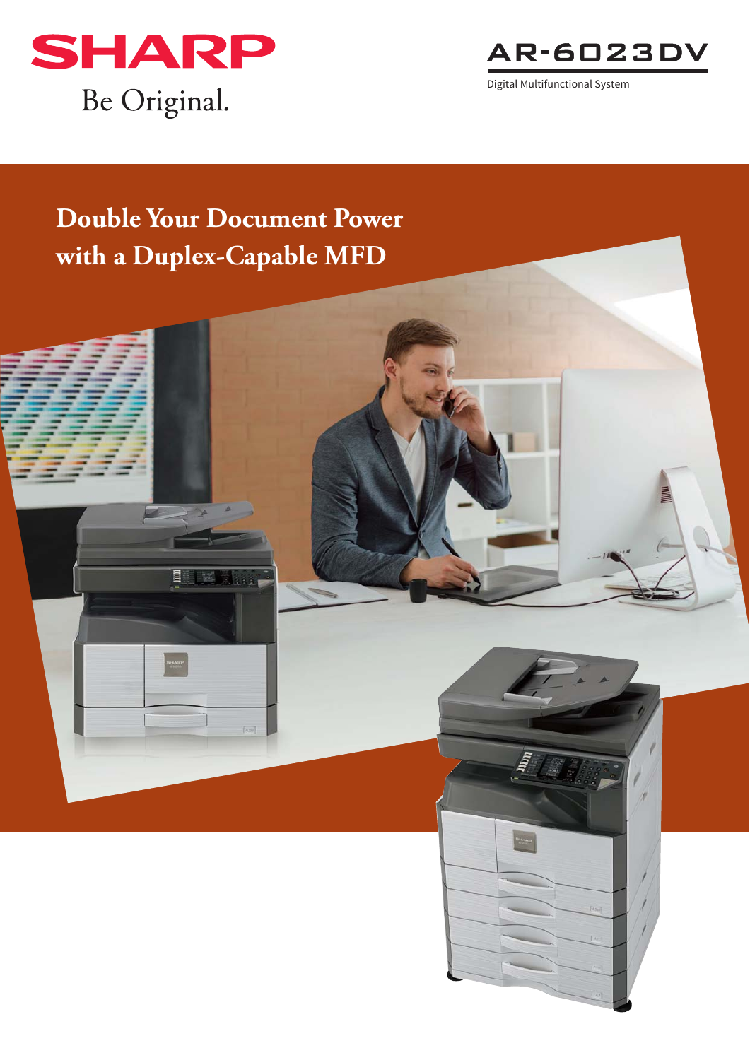SHARP

Be Original.

# AR-6023DV

Digital Multifunctional System

## Double Your Document Power with a Duplex-Capable MFD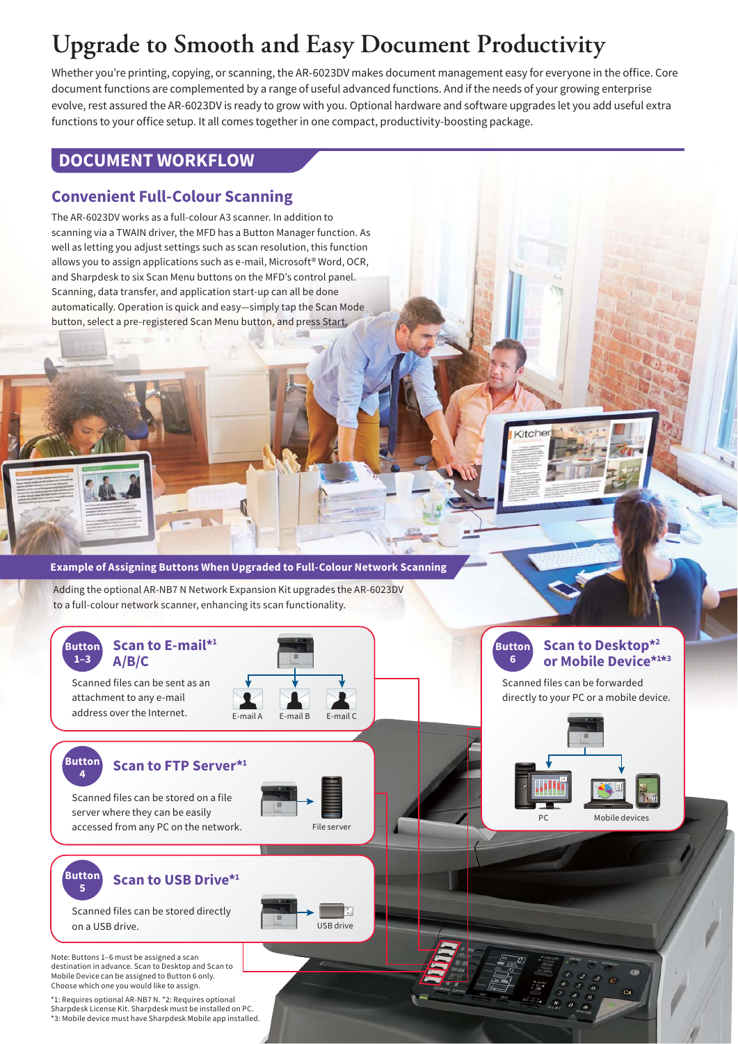# Upgrade to Smooth and Easy Document Productivity

Whether you're printing, copying, or scanning, the AR-6023DV makes document management easy for everyone in the office. Core document functions are complemented by a range of useful advanced functions. And if the needs of your growing enterprise evolve, rest assured the AR-6023DV is ready to grow with you. Optional hardware and software upgrades let you add useful extra functions to your office setup. It all comes together in one compact, productivity-boosting package.

## DOCUMENT WORKFLOW

### Convenient Full-Colour Scanning

The AR-6023DV works as a full-colour A3 scanner. In addition to scanning via a TWAIN driver, the MFD has a Button Manager function. As well as letting you adjust settings such as scan resolution, this function allows you to assign applications such as e-mail, Microsoft® Word, OCR, and Sharpdesk to six Scan Menu buttons on the MFD's control panel. Scanning, data transfer, and application start-up can all be done automatically. Operation is quick and easy—simply tap the Scan Mode button, select a pre-registered Scan Menu button, and press Start.

#### Example of Assigning Buttons When Upgraded to Full-Colour Network Scanning

Adding the optional AR-NB7 N Network Expansion Kit upgrades the AR-6023DV to a full-colour network scanner, enhancing its scan functionality.

**Button 1–3 — Scan to E-mail[*1] A/B/C**

Scanned files can be sent as an attachment to any e-mail address over the Internet.

E-mail A / E-mail B / E-mail C

**Button 4 — Scan to FTP Server[*1]**

Scanned files can be stored on a file server where they can be easily accessed from any PC on the network.

File server

**Button 5 — Scan to USB Drive[*1]**

Scanned files can be stored directly on a USB drive.

USB drive

**Button 6 — Scan to Desktop[*2] or Mobile Device[*1*3]**

Scanned files can be forwarded directly to your PC or a mobile device.

PC / Mobile devices

Note: Buttons 1–6 must be assigned a scan destination in advance. Scan to Desktop and Scan to Mobile Device can be assigned to Button 6 only. Choose which one you would like to assign.

*1: Requires optional AR-NB7 N. *2: Requires optional Sharpdesk License Kit. Sharpdesk must be installed on PC.
*3: Mobile device must have Sharpdesk Mobile app installed.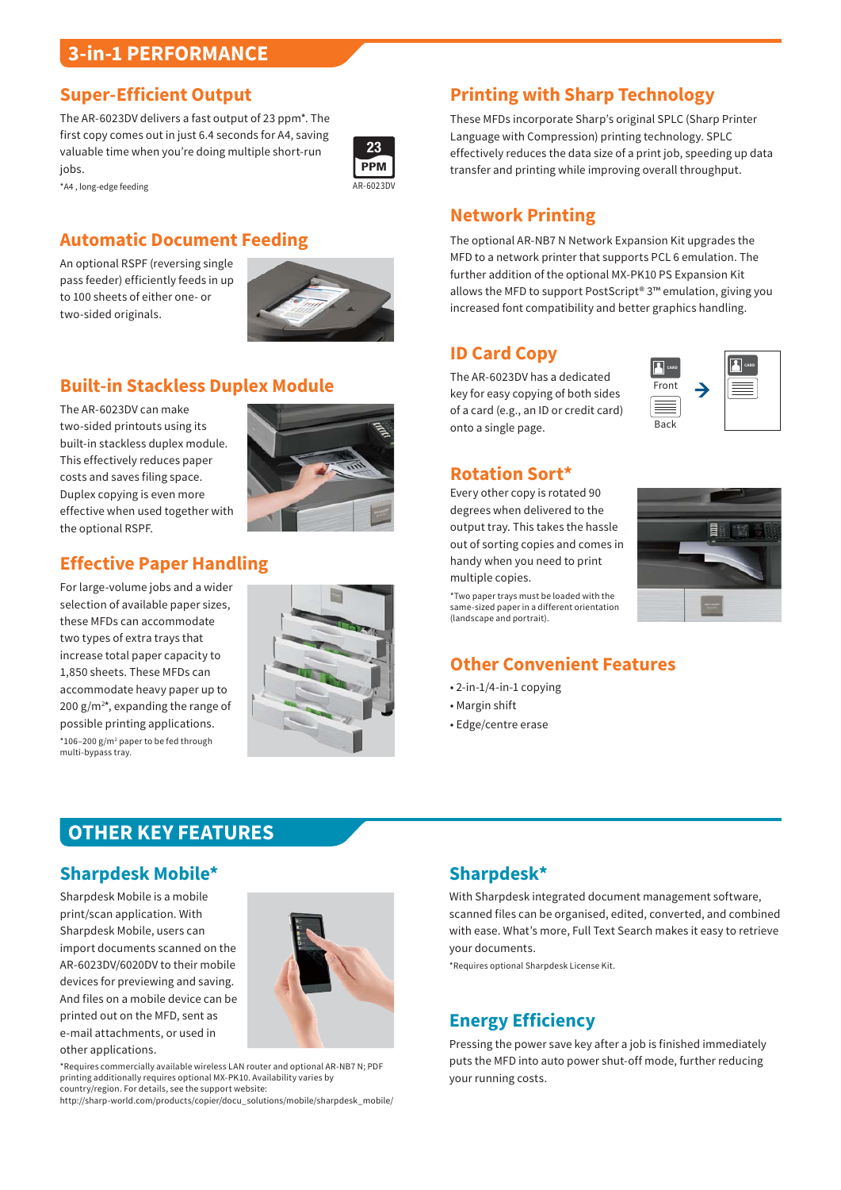# 3-in-1 PERFORMANCE

## Super-Efficient Output

The AR-6023DV delivers a fast output of 23 ppm*. The first copy comes out in just 6.4 seconds for A4, saving valuable time when you're doing multiple short-run jobs.

*A4 , long-edge feeding

23 PPM
AR-6023DV

## Automatic Document Feeding

An optional RSPF (reversing single pass feeder) efficiently feeds in up to 100 sheets of either one- or two-sided originals.

## Built-in Stackless Duplex Module

The AR-6023DV can make two-sided printouts using its built-in stackless duplex module. This effectively reduces paper costs and saves filing space. Duplex copying is even more effective when used together with the optional RSPF.

## Effective Paper Handling

For large-volume jobs and a wider selection of available paper sizes, these MFDs can accommodate two types of extra trays that increase total paper capacity to 1,850 sheets. These MFDs can accommodate heavy paper up to 200 g/m²*, expanding the range of possible printing applications.

*106–200 g/m² paper to be fed through multi-bypass tray.

## Printing with Sharp Technology

These MFDs incorporate Sharp's original SPLC (Sharp Printer Language with Compression) printing technology. SPLC effectively reduces the data size of a print job, speeding up data transfer and printing while improving overall throughput.

## Network Printing

The optional AR-NB7 N Network Expansion Kit upgrades the MFD to a network printer that supports PCL 6 emulation. The further addition of the optional MX-PK10 PS Expansion Kit allows the MFD to support PostScript® 3™ emulation, giving you increased font compatibility and better graphics handling.

## ID Card Copy

The AR-6023DV has a dedicated key for easy copying of both sides of a card (e.g., an ID or credit card) onto a single page.

Front
Back

## Rotation Sort*

Every other copy is rotated 90 degrees when delivered to the output tray. This takes the hassle out of sorting copies and comes in handy when you need to print multiple copies.

*Two paper trays must be loaded with the same-sized paper in a different orientation (landscape and portrait).

## Other Convenient Features

- 2-in-1/4-in-1 copying
- Margin shift
- Edge/centre erase

# OTHER KEY FEATURES

## Sharpdesk Mobile*

Sharpdesk Mobile is a mobile print/scan application. With Sharpdesk Mobile, users can import documents scanned on the AR-6023DV/6020DV to their mobile devices for previewing and saving. And files on a mobile device can be printed out on the MFD, sent as e-mail attachments, or used in other applications.

*Requires commercially available wireless LAN router and optional AR-NB7 N; PDF printing additionally requires optional MX-PK10. Availability varies by country/region. For details, see the support website: http://sharp-world.com/products/copier/docu_solutions/mobile/sharpdesk_mobile/

## Sharpdesk*

With Sharpdesk integrated document management software, scanned files can be organised, edited, converted, and combined with ease. What's more, Full Text Search makes it easy to retrieve your documents.

*Requires optional Sharpdesk License Kit.

## Energy Efficiency

Pressing the power save key after a job is finished immediately puts the MFD into auto power shut-off mode, further reducing your running costs.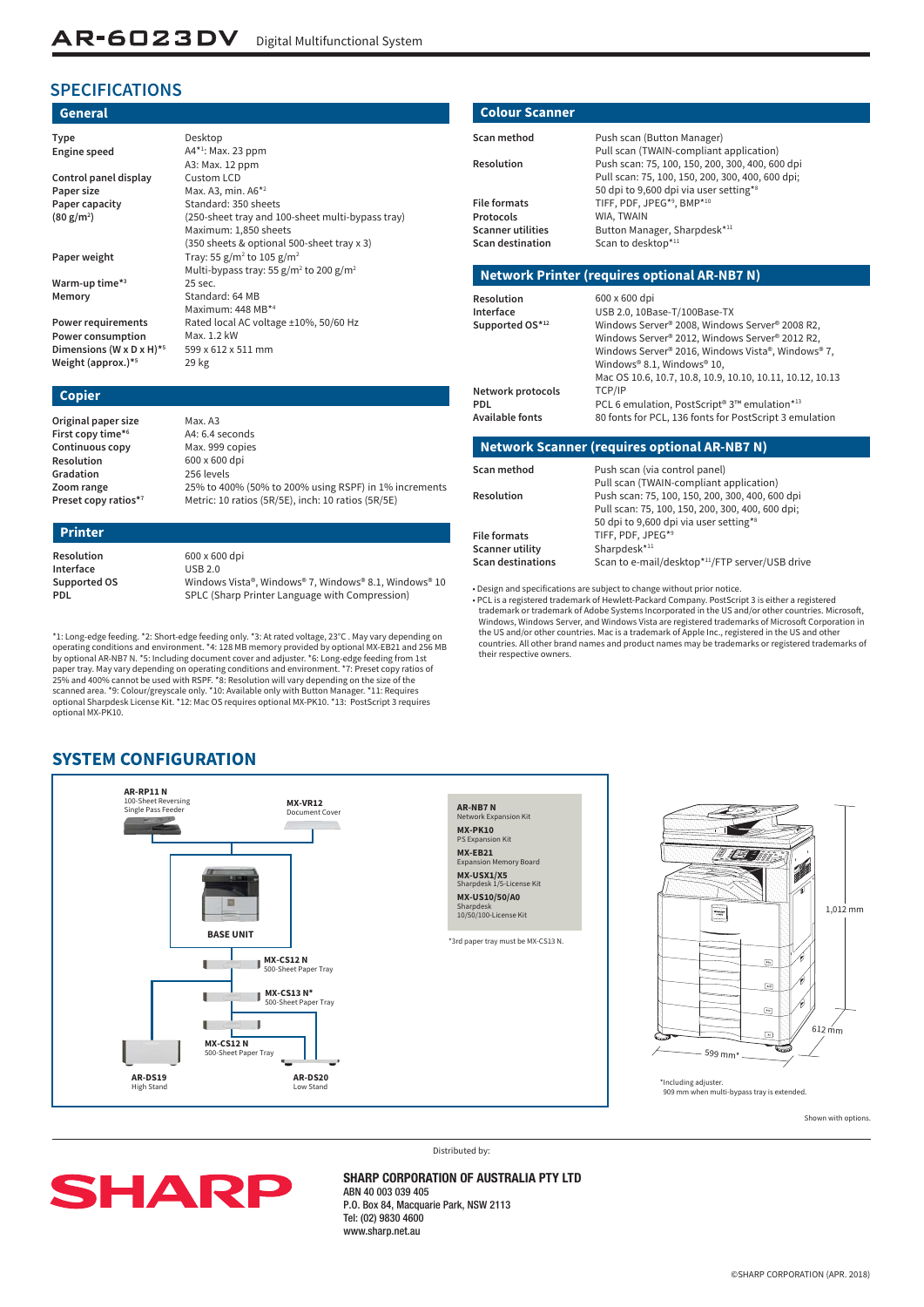# AR-6023DV Digital Multifunctional System

## SPECIFICATIONS

### General

| | |
|---|---|
| Type | Desktop |
| Engine speed | A4[*1]: Max. 23 ppm<br>A3: Max. 12 ppm |
| Control panel display | Custom LCD |
| Paper size | Max. A3, min. A6[*2] |
| Paper capacity (80 g/m²) | Standard: 350 sheets<br>(250-sheet tray and 100-sheet multi-bypass tray)<br>Maximum: 1,850 sheets<br>(350 sheets & optional 500-sheet tray x 3) |
| Paper weight | Tray: 55 g/m² to 105 g/m²<br>Multi-bypass tray: 55 g/m² to 200 g/m² |
| Warm-up time[*3] | 25 sec. |
| Memory | Standard: 64 MB<br>Maximum: 448 MB[*4] |
| Power requirements | Rated local AC voltage ±10%, 50/60 Hz |
| Power consumption | Max. 1.2 kW |
| Dimensions (W x D x H)[*5] | 599 x 612 x 511 mm |
| Weight (approx.)[*5] | 29 kg |

### Copier

| | |
|---|---|
| Original paper size | Max. A3 |
| First copy time[*6] | A4: 6.4 seconds |
| Continuous copy | Max. 999 copies |
| Resolution | 600 x 600 dpi |
| Gradation | 256 levels |
| Zoom range | 25% to 400% (50% to 200% using RSPF) in 1% increments |
| Preset copy ratios[*7] | Metric: 10 ratios (5R/5E), inch: 10 ratios (5R/5E) |

### Printer

| | |
|---|---|
| Resolution | 600 x 600 dpi |
| Interface | USB 2.0 |
| Supported OS | Windows Vista®, Windows® 7, Windows® 8.1, Windows® 10 |
| PDL | SPLC (Sharp Printer Language with Compression) |

*1: Long-edge feeding. *2: Short-edge feeding only. *3: At rated voltage, 23°C . May vary depending on operating conditions and environment. *4: 128 MB memory provided by optional MX-EB21 and 256 MB by optional AR-NB7 N. *5: Including document cover and adjuster. *6: Long-edge feeding from 1st paper tray. May vary depending on operating conditions and environment. *7: Preset copy ratios of 25% and 400% cannot be used with RSPF. *8: Resolution will vary depending on the size of the scanned area. *9: Colour/greyscale only. *10: Available only with Button Manager. *11: Requires optional Sharpdesk License Kit. *12: Mac OS requires optional MX-PK10. *13: PostScript 3 requires optional MX-PK10.

### Colour Scanner

| | |
|---|---|
| Scan method | Push scan (Button Manager)<br>Pull scan (TWAIN-compliant application) |
| Resolution | Push scan: 75, 100, 150, 200, 300, 400, 600 dpi<br>Pull scan: 75, 100, 150, 200, 300, 400, 600 dpi;<br>50 dpi to 9,600 dpi via user setting[*8] |
| File formats | TIFF, PDF, JPEG[*9], BMP[*10] |
| Protocols | WIA, TWAIN |
| Scanner utilities | Button Manager, Sharpdesk[*11] |
| Scan destination | Scan to desktop[*11] |

### Network Printer (requires optional AR-NB7 N)

| | |
|---|---|
| Resolution | 600 x 600 dpi |
| Interface | USB 2.0, 10Base-T/100Base-TX |
| Supported OS[*12] | Windows Server® 2008, Windows Server® 2008 R2,<br>Windows Server® 2012, Windows Server® 2012 R2,<br>Windows Server® 2016, Windows Vista®, Windows® 7,<br>Windows® 8.1, Windows® 10,<br>Mac OS 10.6, 10.7, 10.8, 10.9, 10.10, 10.11, 10.12, 10.13 |
| Network protocols | TCP/IP |
| PDL | PCL 6 emulation, PostScript® 3™ emulation[*13] |
| Available fonts | 80 fonts for PCL, 136 fonts for PostScript 3 emulation |

### Network Scanner (requires optional AR-NB7 N)

| | |
|---|---|
| Scan method | Push scan (via control panel)<br>Pull scan (TWAIN-compliant application) |
| Resolution | Push scan: 75, 100, 150, 200, 300, 400, 600 dpi<br>Pull scan: 75, 100, 150, 200, 300, 400, 600 dpi;<br>50 dpi to 9,600 dpi via user setting[*8] |
| File formats | TIFF, PDF, JPEG[*9] |
| Scanner utility | Sharpdesk[*11] |
| Scan destinations | Scan to e-mail/desktop[*11]/FTP server/USB drive |

- Design and specifications are subject to change without prior notice.
- PCL is a registered trademark of Hewlett-Packard Company. PostScript 3 is either a registered trademark or trademark of Adobe Systems Incorporated in the US and/or other countries. Microsoft, Windows, Windows Server, and Windows Vista are registered trademarks of Microsoft Corporation in the US and/or other countries. Mac is a trademark of Apple Inc., registered in the US and other countries. All other brand names and product names may be trademarks or registered trademarks of their respective owners.

## SYSTEM CONFIGURATION

**AR-RP11 N** 100-Sheet Reversing Single Pass Feeder

**MX-VR12** Document Cover

**BASE UNIT**

**MX-CS12 N** 500-Sheet Paper Tray

**MX-CS13 N*** 500-Sheet Paper Tray

**MX-CS12 N** 500-Sheet Paper Tray

**AR-DS19** High Stand

**AR-DS20** Low Stand

**AR-NB7 N** Network Expansion Kit

**MX-PK10** PS Expansion Kit

**MX-EB21** Expansion Memory Board

**MX-USX1/X5** Sharpdesk 1/5-License Kit

**MX-US10/50/A0** Sharpdesk 10/50/100-License Kit

*3rd paper tray must be MX-CS13 N.

1,012 mm

612 mm

599 mm*

*Including adjuster.
909 mm when multi-bypass tray is extended.

Shown with options.

Distributed by:

SHARP

**SHARP CORPORATION OF AUSTRALIA PTY LTD**
ABN 40 003 039 405
P.O. Box 84, Macquarie Park, NSW 2113
Tel: (02) 9830 4600
www.sharp.net.au

©SHARP CORPORATION (APR. 2018)